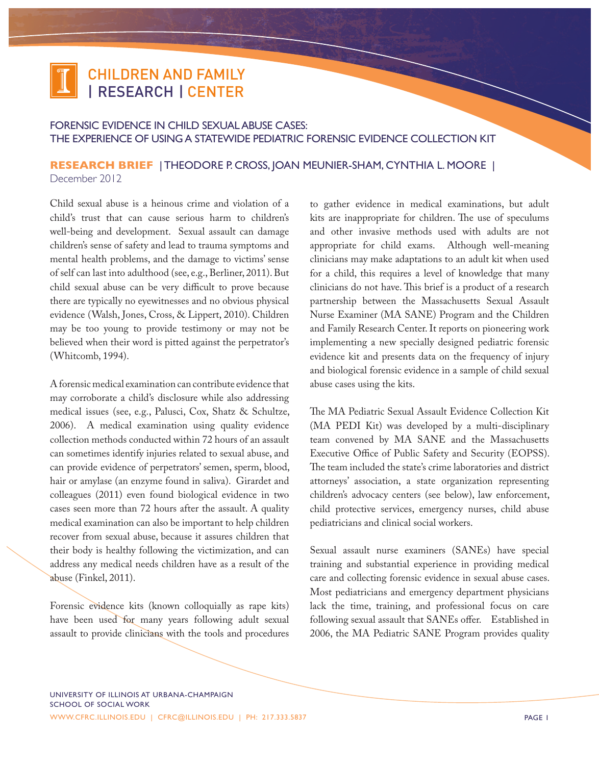CHILDREN AND FAMILY | RESEARCH | CENTER

# FORENSIC EVIDENCE IN CHILD SEXUAL ABUSE CASES: THE EXPERIENCE OF USING A STATEWIDE PEDIATRIC FORENSIC EVIDENCE COLLECTION KIT

**RESEARCH BRIEF** | THEODORE P. CROSS, JOAN MEUNIER-SHAM, CYNTHIA L. MOORE |
December 2012

Child sexual abuse is a heinous crime and violation of a child's trust that can cause serious harm to children's well-being and development. Sexual assault can damage children's sense of safety and lead to trauma symptoms and mental health problems, and the damage to victims' sense of self can last into adulthood (see, e.g., Berliner, 2011). But child sexual abuse can be very difficult to prove because there are typically no eyewitnesses and no obvious physical evidence (Walsh, Jones, Cross, & Lippert, 2010). Children may be too young to provide testimony or may not be believed when their word is pitted against the perpetrator's (Whitcomb, 1994).

A forensic medical examination can contribute evidence that may corroborate a child's disclosure while also addressing medical issues (see, e.g., Palusci, Cox, Shatz & Schultze, 2006). A medical examination using quality evidence collection methods conducted within 72 hours of an assault can sometimes identify injuries related to sexual abuse, and can provide evidence of perpetrators' semen, sperm, blood, hair or amylase (an enzyme found in saliva). Girardet and colleagues (2011) even found biological evidence in two cases seen more than 72 hours after the assault. A quality medical examination can also be important to help children recover from sexual abuse, because it assures children that their body is healthy following the victimization, and can address any medical needs children have as a result of the abuse (Finkel, 2011).

Forensic evidence kits (known colloquially as rape kits) have been used for many years following adult sexual assault to provide clinicians with the tools and procedures to gather evidence in medical examinations, but adult kits are inappropriate for children. The use of speculums and other invasive methods used with adults are not appropriate for child exams. Although well-meaning clinicians may make adaptations to an adult kit when used for a child, this requires a level of knowledge that many clinicians do not have. This brief is a product of a research partnership between the Massachusetts Sexual Assault Nurse Examiner (MA SANE) Program and the Children and Family Research Center. It reports on pioneering work implementing a new specially designed pediatric forensic evidence kit and presents data on the frequency of injury and biological forensic evidence in a sample of child sexual abuse cases using the kits.

The MA Pediatric Sexual Assault Evidence Collection Kit (MA PEDI Kit) was developed by a multi-disciplinary team convened by MA SANE and the Massachusetts Executive Office of Public Safety and Security (EOPSS). The team included the state's crime laboratories and district attorneys' association, a state organization representing children's advocacy centers (see below), law enforcement, child protective services, emergency nurses, child abuse pediatricians and clinical social workers.

Sexual assault nurse examiners (SANEs) have special training and substantial experience in providing medical care and collecting forensic evidence in sexual abuse cases. Most pediatricians and emergency department physicians lack the time, training, and professional focus on care following sexual assault that SANEs offer. Established in 2006, the MA Pediatric SANE Program provides quality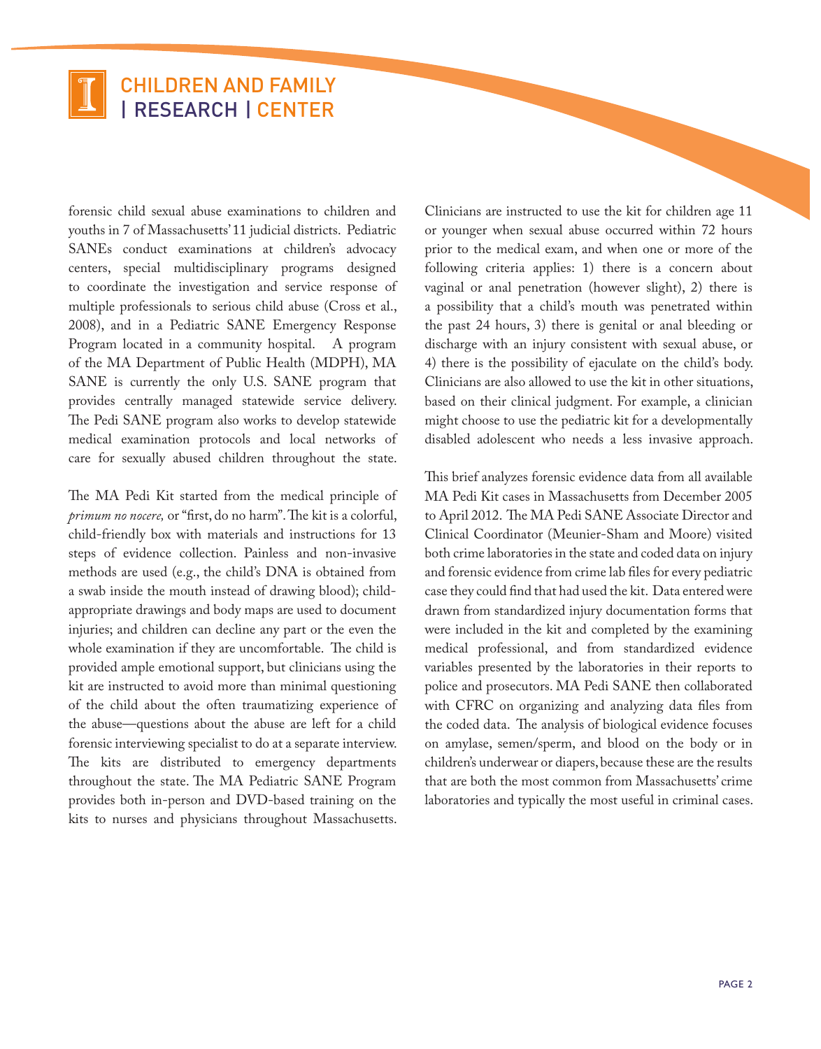forensic child sexual abuse examinations to children and youths in 7 of Massachusetts' 11 judicial districts. Pediatric SANEs conduct examinations at children's advocacy centers, special multidisciplinary programs designed to coordinate the investigation and service response of multiple professionals to serious child abuse (Cross et al., 2008), and in a Pediatric SANE Emergency Response Program located in a community hospital. A program of the MA Department of Public Health (MDPH), MA SANE is currently the only U.S. SANE program that provides centrally managed statewide service delivery. The Pedi SANE program also works to develop statewide medical examination protocols and local networks of care for sexually abused children throughout the state.

The MA Pedi Kit started from the medical principle of *primum no nocere,* or "first, do no harm". The kit is a colorful, child-friendly box with materials and instructions for 13 steps of evidence collection. Painless and non-invasive methods are used (e.g., the child's DNA is obtained from a swab inside the mouth instead of drawing blood); child-appropriate drawings and body maps are used to document injuries; and children can decline any part or the even the whole examination if they are uncomfortable. The child is provided ample emotional support, but clinicians using the kit are instructed to avoid more than minimal questioning of the child about the often traumatizing experience of the abuse—questions about the abuse are left for a child forensic interviewing specialist to do at a separate interview. The kits are distributed to emergency departments throughout the state. The MA Pediatric SANE Program provides both in-person and DVD-based training on the kits to nurses and physicians throughout Massachusetts.

Clinicians are instructed to use the kit for children age 11 or younger when sexual abuse occurred within 72 hours prior to the medical exam, and when one or more of the following criteria applies: 1) there is a concern about vaginal or anal penetration (however slight), 2) there is a possibility that a child's mouth was penetrated within the past 24 hours, 3) there is genital or anal bleeding or discharge with an injury consistent with sexual abuse, or 4) there is the possibility of ejaculate on the child's body. Clinicians are also allowed to use the kit in other situations, based on their clinical judgment. For example, a clinician might choose to use the pediatric kit for a developmentally disabled adolescent who needs a less invasive approach.

This brief analyzes forensic evidence data from all available MA Pedi Kit cases in Massachusetts from December 2005 to April 2012. The MA Pedi SANE Associate Director and Clinical Coordinator (Meunier-Sham and Moore) visited both crime laboratories in the state and coded data on injury and forensic evidence from crime lab files for every pediatric case they could find that had used the kit. Data entered were drawn from standardized injury documentation forms that were included in the kit and completed by the examining medical professional, and from standardized evidence variables presented by the laboratories in their reports to police and prosecutors. MA Pedi SANE then collaborated with CFRC on organizing and analyzing data files from the coded data. The analysis of biological evidence focuses on amylase, semen/sperm, and blood on the body or in children's underwear or diapers, because these are the results that are both the most common from Massachusetts' crime laboratories and typically the most useful in criminal cases.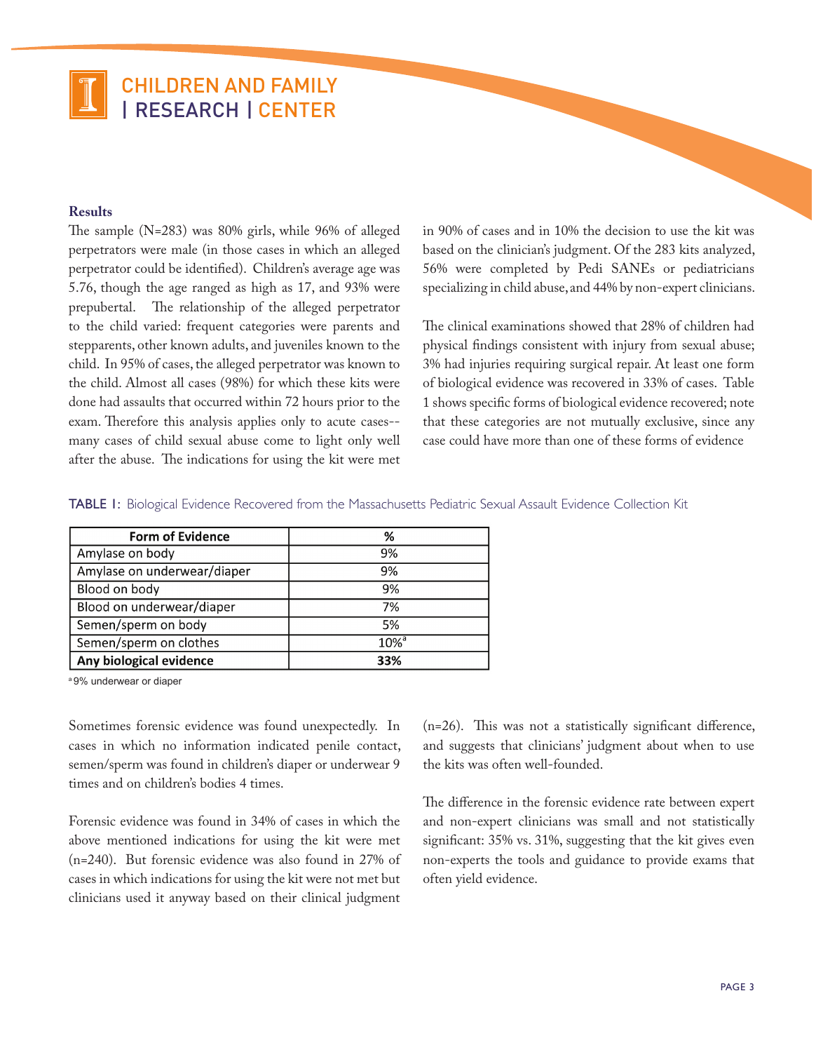### Results

The sample (N=283) was 80% girls, while 96% of alleged perpetrators were male (in those cases in which an alleged perpetrator could be identified). Children's average age was 5.76, though the age ranged as high as 17, and 93% were prepubertal. The relationship of the alleged perpetrator to the child varied: frequent categories were parents and stepparents, other known adults, and juveniles known to the child. In 95% of cases, the alleged perpetrator was known to the child. Almost all cases (98%) for which these kits were done had assaults that occurred within 72 hours prior to the exam. Therefore this analysis applies only to acute cases--many cases of child sexual abuse come to light only well after the abuse. The indications for using the kit were met in 90% of cases and in 10% the decision to use the kit was based on the clinician's judgment. Of the 283 kits analyzed, 56% were completed by Pedi SANEs or pediatricians specializing in child abuse, and 44% by non-expert clinicians.

The clinical examinations showed that 28% of children had physical findings consistent with injury from sexual abuse; 3% had injuries requiring surgical repair. At least one form of biological evidence was recovered in 33% of cases. Table 1 shows specific forms of biological evidence recovered; note that these categories are not mutually exclusive, since any case could have more than one of these forms of evidence

TABLE 1: Biological Evidence Recovered from the Massachusetts Pediatric Sexual Assault Evidence Collection Kit

| Form of Evidence | % |
|---|---|
| Amylase on body | 9% |
| Amylase on underwear/diaper | 9% |
| Blood on body | 9% |
| Blood on underwear/diaper | 7% |
| Semen/sperm on body | 5% |
| Semen/sperm on clothes | 10%[a] |
| **Any biological evidence** | **33%** |

[a] 9% underwear or diaper

Sometimes forensic evidence was found unexpectedly. In cases in which no information indicated penile contact, semen/sperm was found in children's diaper or underwear 9 times and on children's bodies 4 times.

Forensic evidence was found in 34% of cases in which the above mentioned indications for using the kit were met (n=240). But forensic evidence was also found in 27% of cases in which indications for using the kit were not met but clinicians used it anyway based on their clinical judgment (n=26). This was not a statistically significant difference, and suggests that clinicians' judgment about when to use the kits was often well-founded.

The difference in the forensic evidence rate between expert and non-expert clinicians was small and not statistically significant: 35% vs. 31%, suggesting that the kit gives even non-experts the tools and guidance to provide exams that often yield evidence.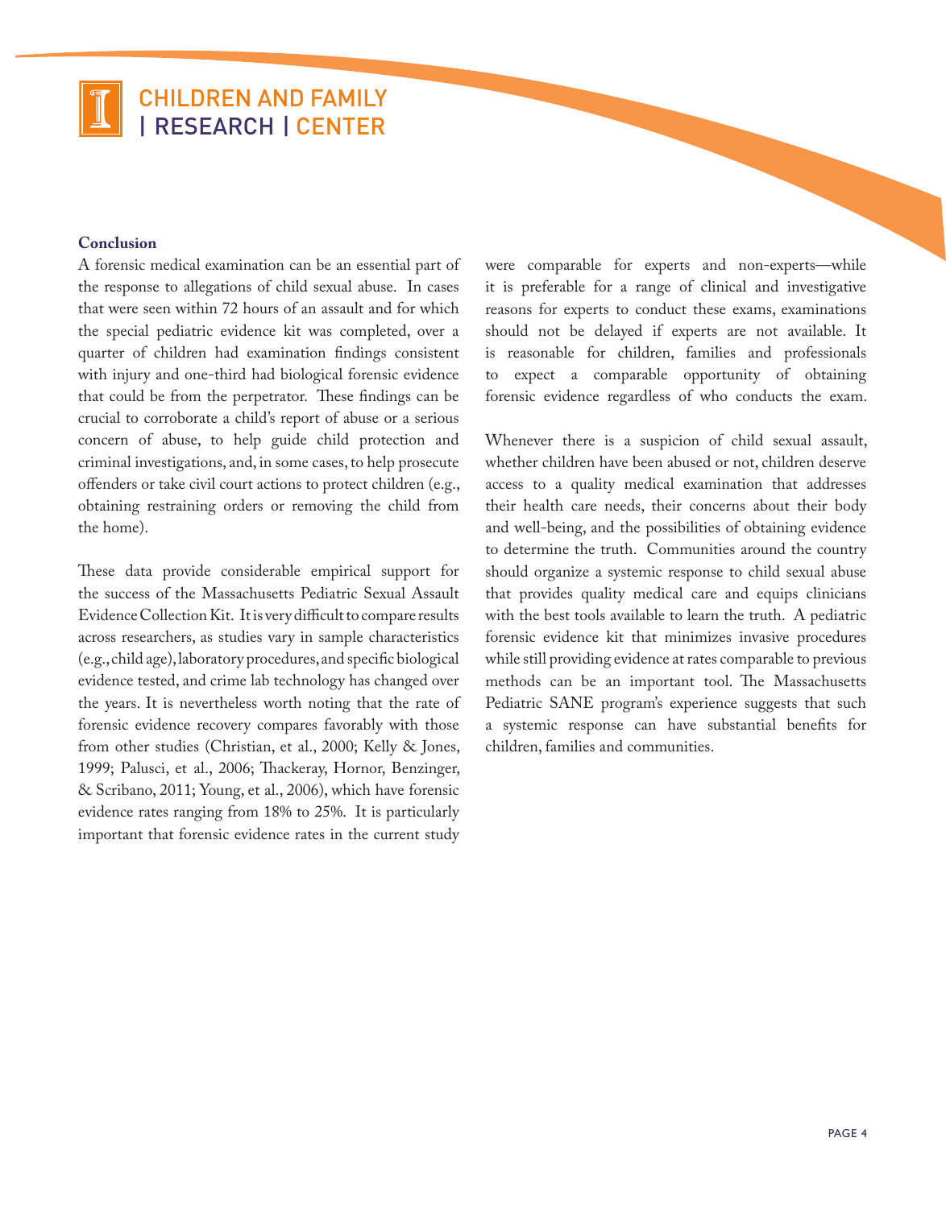## Conclusion

A forensic medical examination can be an essential part of the response to allegations of child sexual abuse. In cases that were seen within 72 hours of an assault and for which the special pediatric evidence kit was completed, over a quarter of children had examination findings consistent with injury and one-third had biological forensic evidence that could be from the perpetrator. These findings can be crucial to corroborate a child's report of abuse or a serious concern of abuse, to help guide child protection and criminal investigations, and, in some cases, to help prosecute offenders or take civil court actions to protect children (e.g., obtaining restraining orders or removing the child from the home).

These data provide considerable empirical support for the success of the Massachusetts Pediatric Sexual Assault Evidence Collection Kit. It is very difficult to compare results across researchers, as studies vary in sample characteristics (e.g., child age), laboratory procedures, and specific biological evidence tested, and crime lab technology has changed over the years. It is nevertheless worth noting that the rate of forensic evidence recovery compares favorably with those from other studies (Christian, et al., 2000; Kelly & Jones, 1999; Palusci, et al., 2006; Thackeray, Hornor, Benzinger, & Scribano, 2011; Young, et al., 2006), which have forensic evidence rates ranging from 18% to 25%. It is particularly important that forensic evidence rates in the current study were comparable for experts and non-experts—while it is preferable for a range of clinical and investigative reasons for experts to conduct these exams, examinations should not be delayed if experts are not available. It is reasonable for children, families and professionals to expect a comparable opportunity of obtaining forensic evidence regardless of who conducts the exam.

Whenever there is a suspicion of child sexual assault, whether children have been abused or not, children deserve access to a quality medical examination that addresses their health care needs, their concerns about their body and well-being, and the possibilities of obtaining evidence to determine the truth. Communities around the country should organize a systemic response to child sexual abuse that provides quality medical care and equips clinicians with the best tools available to learn the truth. A pediatric forensic evidence kit that minimizes invasive procedures while still providing evidence at rates comparable to previous methods can be an important tool. The Massachusetts Pediatric SANE program's experience suggests that such a systemic response can have substantial benefits for children, families and communities.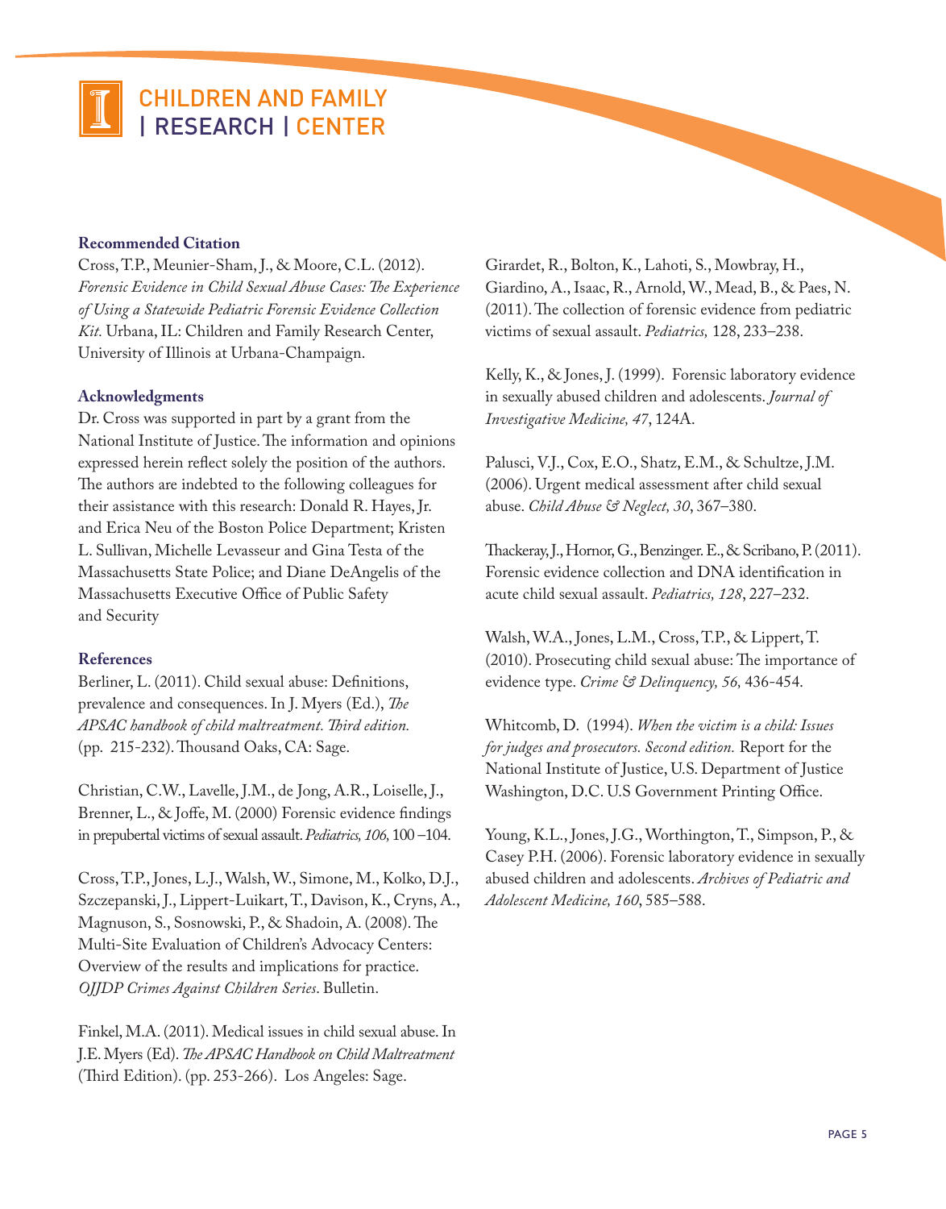CHILDREN AND FAMILY | RESEARCH | CENTER

**Recommended Citation**

Cross, T.P., Meunier-Sham, J., & Moore, C.L. (2012). *Forensic Evidence in Child Sexual Abuse Cases: The Experience of Using a Statewide Pediatric Forensic Evidence Collection Kit.* Urbana, IL: Children and Family Research Center, University of Illinois at Urbana-Champaign.

**Acknowledgments**

Dr. Cross was supported in part by a grant from the National Institute of Justice. The information and opinions expressed herein reflect solely the position of the authors. The authors are indebted to the following colleagues for their assistance with this research: Donald R. Hayes, Jr. and Erica Neu of the Boston Police Department; Kristen L. Sullivan, Michelle Levasseur and Gina Testa of the Massachusetts State Police; and Diane DeAngelis of the Massachusetts Executive Office of Public Safety and Security

**References**

Berliner, L. (2011). Child sexual abuse: Definitions, prevalence and consequences. In J. Myers (Ed.), *The APSAC handbook of child maltreatment. Third edition.* (pp. 215-232). Thousand Oaks, CA: Sage.

Christian, C.W., Lavelle, J.M., de Jong, A.R., Loiselle, J., Brenner, L., & Joffe, M. (2000) Forensic evidence findings in prepubertal victims of sexual assault. *Pediatrics, 106,* 100 –104.

Cross, T.P., Jones, L.J., Walsh, W., Simone, M., Kolko, D.J., Szczepanski, J., Lippert-Luikart, T., Davison, K., Cryns, A., Magnuson, S., Sosnowski, P., & Shadoin, A. (2008). The Multi-Site Evaluation of Children's Advocacy Centers: Overview of the results and implications for practice. *OJJDP Crimes Against Children Series*. Bulletin.

Finkel, M.A. (2011). Medical issues in child sexual abuse. In J.E. Myers (Ed). *The APSAC Handbook on Child Maltreatment* (Third Edition). (pp. 253-266). Los Angeles: Sage.

Girardet, R., Bolton, K., Lahoti, S., Mowbray, H., Giardino, A., Isaac, R., Arnold, W., Mead, B., & Paes, N. (2011). The collection of forensic evidence from pediatric victims of sexual assault. *Pediatrics,* 128, 233–238.

Kelly, K., & Jones, J. (1999). Forensic laboratory evidence in sexually abused children and adolescents. *Journal of Investigative Medicine, 47*, 124A.

Palusci, V.J., Cox, E.O., Shatz, E.M., & Schultze, J.M. (2006). Urgent medical assessment after child sexual abuse. *Child Abuse & Neglect, 30*, 367–380.

Thackeray, J., Hornor, G., Benzinger. E., & Scribano, P. (2011). Forensic evidence collection and DNA identification in acute child sexual assault. *Pediatrics, 128*, 227–232.

Walsh, W.A., Jones, L.M., Cross, T.P., & Lippert, T. (2010). Prosecuting child sexual abuse: The importance of evidence type. *Crime & Delinquency, 56,* 436-454.

Whitcomb, D. (1994). *When the victim is a child: Issues for judges and prosecutors. Second edition.* Report for the National Institute of Justice, U.S. Department of Justice Washington, D.C. U.S Government Printing Office.

Young, K.L., Jones, J.G., Worthington, T., Simpson, P., & Casey P.H. (2006). Forensic laboratory evidence in sexually abused children and adolescents. *Archives of Pediatric and Adolescent Medicine, 160*, 585–588.